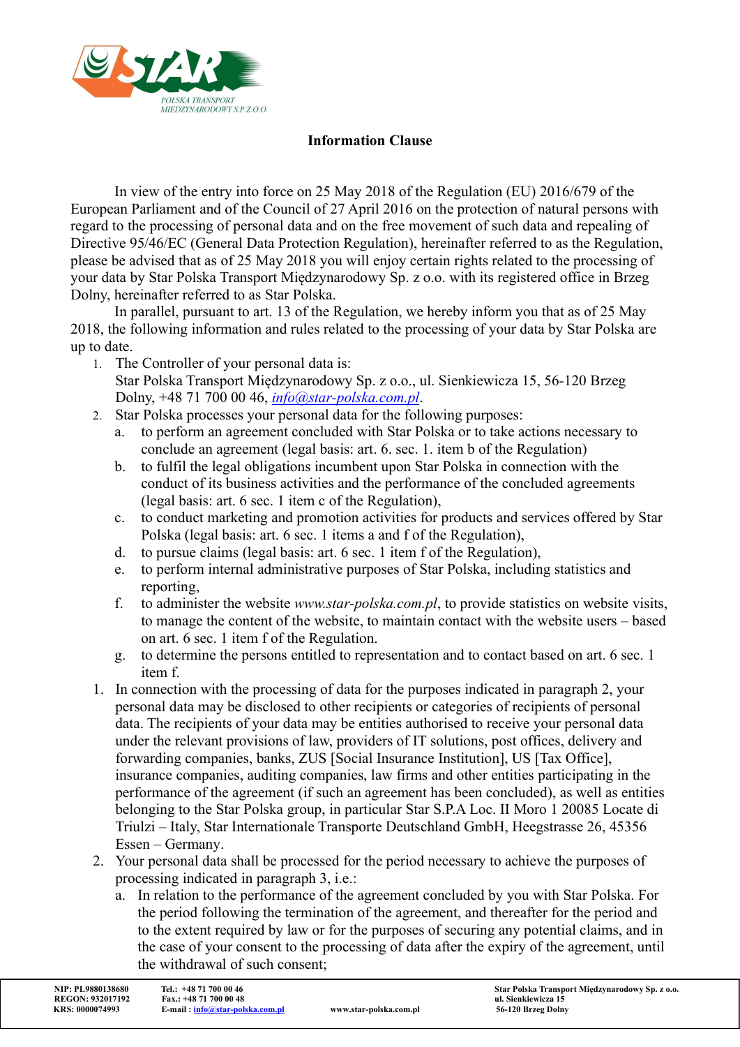# Information Clause

In view of the entry into force on 25 May 2018 of the Regulation (EU) 2016/679 of the European Parliament and of the Council of 27 April 2016 on the protection of natural persons with regard to the processing of personal data and on the free movement of such data and repealing of Directive 95/46/EC (General Data Protection Regulation), hereinafter referred to as the Regulation, please be advised that as of 25 May 2018 you will enjoy certain rights related to the processing of your data by Star Polska Transport Międzynarodowy Sp. z o.o. with its registered office in Brzeg Dolny, hereinafter referred to as Star Polska.

In parallel, pursuant to art. 13 of the Regulation, we hereby inform you that as of 25 May 2018, the following information and rules related to the processing of your data by Star Polska are up to date.

1. The Controller of your personal data is:
   Star Polska Transport Międzynarodowy Sp. z o.o., ul. Sienkiewicza 15, 56-120 Brzeg Dolny, +48 71 700 00 46, *info@star-polska.com.pl*.
2. Star Polska processes your personal data for the following purposes:
   a. to perform an agreement concluded with Star Polska or to take actions necessary to conclude an agreement (legal basis: art. 6. sec. 1. item b of the Regulation)
   b. to fulfil the legal obligations incumbent upon Star Polska in connection with the conduct of its business activities and the performance of the concluded agreements (legal basis: art. 6 sec. 1 item c of the Regulation),
   c. to conduct marketing and promotion activities for products and services offered by Star Polska (legal basis: art. 6 sec. 1 items a and f of the Regulation),
   d. to pursue claims (legal basis: art. 6 sec. 1 item f of the Regulation),
   e. to perform internal administrative purposes of Star Polska, including statistics and reporting,
   f. to administer the website *www.star-polska.com.pl*, to provide statistics on website visits, to manage the content of the website, to maintain contact with the website users – based on art. 6 sec. 1 item f of the Regulation.
   g. to determine the persons entitled to representation and to contact based on art. 6 sec. 1 item f.

1. In connection with the processing of data for the purposes indicated in paragraph 2, your personal data may be disclosed to other recipients or categories of recipients of personal data. The recipients of your data may be entities authorised to receive your personal data under the relevant provisions of law, providers of IT solutions, post offices, delivery and forwarding companies, banks, ZUS [Social Insurance Institution], US [Tax Office], insurance companies, auditing companies, law firms and other entities participating in the performance of the agreement (if such an agreement has been concluded), as well as entities belonging to the Star Polska group, in particular Star S.P.A Loc. II Moro 1 20085 Locate di Triulzi – Italy, Star Internationale Transporte Deutschland GmbH, Heegstrasse 26, 45356 Essen – Germany.
2. Your personal data shall be processed for the period necessary to achieve the purposes of processing indicated in paragraph 3, i.e.:
   a. In relation to the performance of the agreement concluded by you with Star Polska. For the period following the termination of the agreement, and thereafter for the period and to the extent required by law or for the purposes of securing any potential claims, and in the case of your consent to the processing of data after the expiry of the agreement, until the withdrawal of such consent;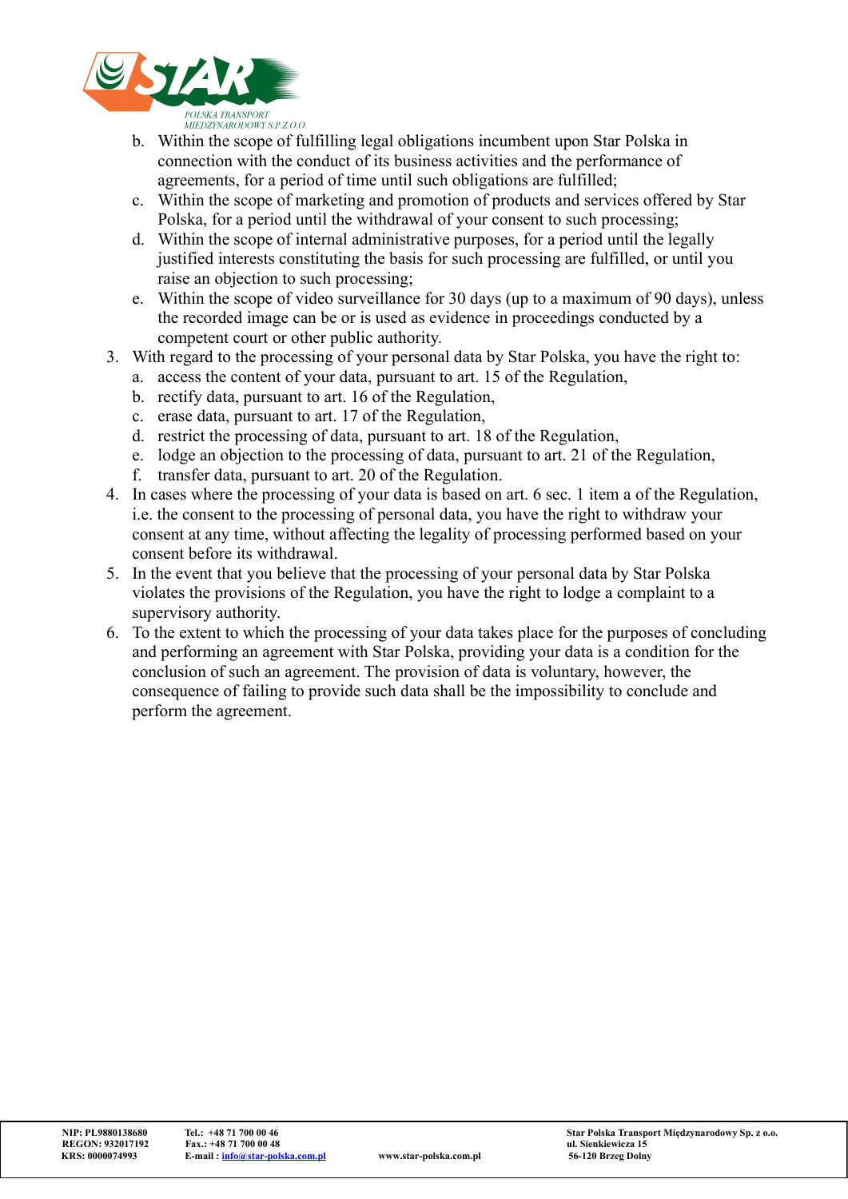b. Within the scope of fulfilling legal obligations incumbent upon Star Polska in connection with the conduct of its business activities and the performance of agreements, for a period of time until such obligations are fulfilled;
c. Within the scope of marketing and promotion of products and services offered by Star Polska, for a period until the withdrawal of your consent to such processing;
d. Within the scope of internal administrative purposes, for a period until the legally justified interests constituting the basis for such processing are fulfilled, or until you raise an objection to such processing;
e. Within the scope of video surveillance for 30 days (up to a maximum of 90 days), unless the recorded image can be or is used as evidence in proceedings conducted by a competent court or other public authority.

3. With regard to the processing of your personal data by Star Polska, you have the right to:
   a. access the content of your data, pursuant to art. 15 of the Regulation,
   b. rectify data, pursuant to art. 16 of the Regulation,
   c. erase data, pursuant to art. 17 of the Regulation,
   d. restrict the processing of data, pursuant to art. 18 of the Regulation,
   e. lodge an objection to the processing of data, pursuant to art. 21 of the Regulation,
   f. transfer data, pursuant to art. 20 of the Regulation.
4. In cases where the processing of your data is based on art. 6 sec. 1 item a of the Regulation, i.e. the consent to the processing of personal data, you have the right to withdraw your consent at any time, without affecting the legality of processing performed based on your consent before its withdrawal.
5. In the event that you believe that the processing of your personal data by Star Polska violates the provisions of the Regulation, you have the right to lodge a complaint to a supervisory authority.
6. To the extent to which the processing of your data takes place for the purposes of concluding and performing an agreement with Star Polska, providing your data is a condition for the conclusion of such an agreement. The provision of data is voluntary, however, the consequence of failing to provide such data shall be the impossibility to conclude and perform the agreement.